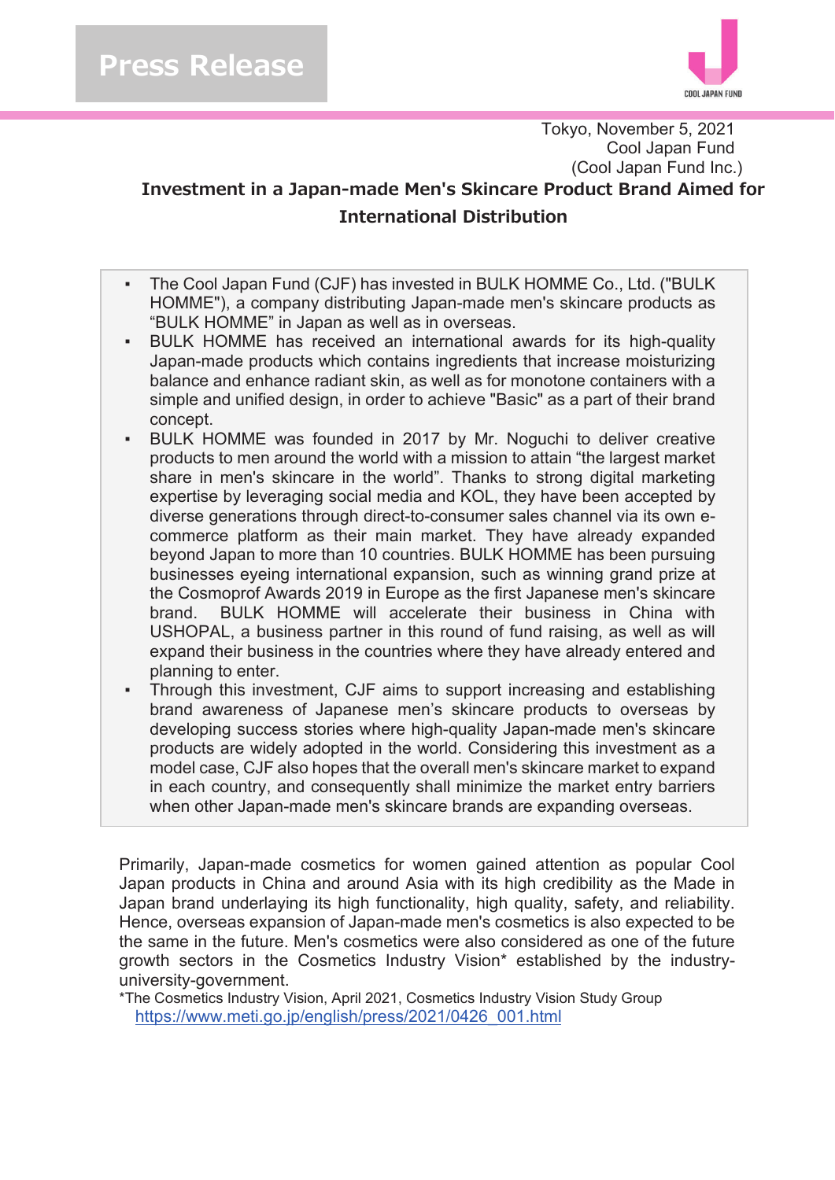Press Release

Tokyo, November 5, 2021
Cool Japan Fund
(Cool Japan Fund Inc.)

# Investment in a Japan-made Men's Skincare Product Brand Aimed for International Distribution

- The Cool Japan Fund (CJF) has invested in BULK HOMME Co., Ltd. ("BULK HOMME"), a company distributing Japan-made men's skincare products as “BULK HOMME” in Japan as well as in overseas.
- BULK HOMME has received an international awards for its high-quality Japan-made products which contains ingredients that increase moisturizing balance and enhance radiant skin, as well as for monotone containers with a simple and unified design, in order to achieve "Basic" as a part of their brand concept.
- BULK HOMME was founded in 2017 by Mr. Noguchi to deliver creative products to men around the world with a mission to attain “the largest market share in men's skincare in the world”. Thanks to strong digital marketing expertise by leveraging social media and KOL, they have been accepted by diverse generations through direct-to-consumer sales channel via its own e-commerce platform as their main market. They have already expanded beyond Japan to more than 10 countries. BULK HOMME has been pursuing businesses eyeing international expansion, such as winning grand prize at the Cosmoprof Awards 2019 in Europe as the first Japanese men's skincare brand. BULK HOMME will accelerate their business in China with USHOPAL, a business partner in this round of fund raising, as well as will expand their business in the countries where they have already entered and planning to enter.
- Through this investment, CJF aims to support increasing and establishing brand awareness of Japanese men’s skincare products to overseas by developing success stories where high-quality Japan-made men's skincare products are widely adopted in the world. Considering this investment as a model case, CJF also hopes that the overall men's skincare market to expand in each country, and consequently shall minimize the market entry barriers when other Japan-made men's skincare brands are expanding overseas.

Primarily, Japan-made cosmetics for women gained attention as popular Cool Japan products in China and around Asia with its high credibility as the Made in Japan brand underlaying its high functionality, high quality, safety, and reliability. Hence, overseas expansion of Japan-made men's cosmetics is also expected to be the same in the future. Men's cosmetics were also considered as one of the future growth sectors in the Cosmetics Industry Vision* established by the industry-university-government.

*The Cosmetics Industry Vision, April 2021, Cosmetics Industry Vision Study Group
https://www.meti.go.jp/english/press/2021/0426_001.html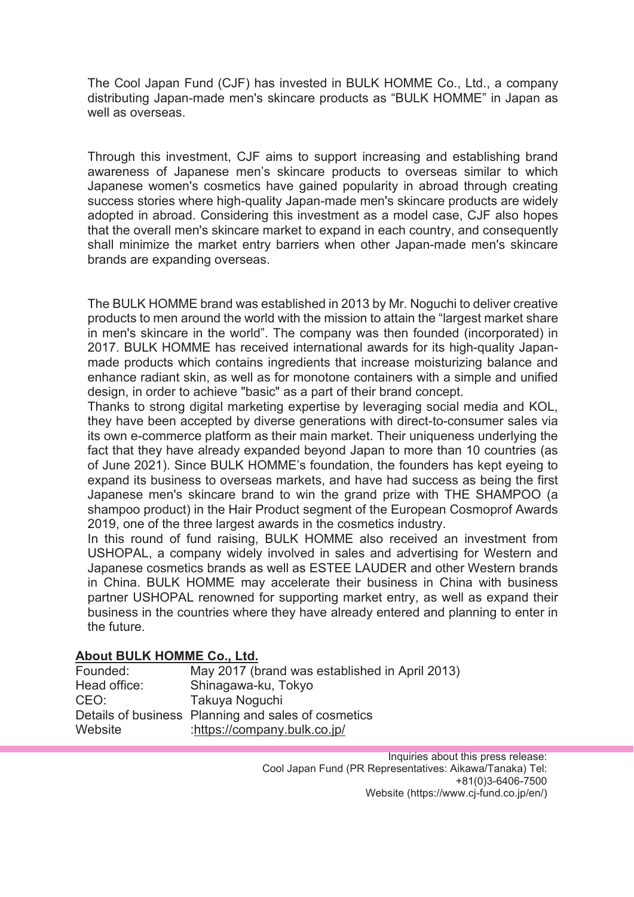The Cool Japan Fund (CJF) has invested in BULK HOMME Co., Ltd., a company distributing Japan-made men's skincare products as "BULK HOMME" in Japan as well as overseas.

Through this investment, CJF aims to support increasing and establishing brand awareness of Japanese men's skincare products to overseas similar to which Japanese women's cosmetics have gained popularity in abroad through creating success stories where high-quality Japan-made men's skincare products are widely adopted in abroad. Considering this investment as a model case, CJF also hopes that the overall men's skincare market to expand in each country, and consequently shall minimize the market entry barriers when other Japan-made men's skincare brands are expanding overseas.

The BULK HOMME brand was established in 2013 by Mr. Noguchi to deliver creative products to men around the world with the mission to attain the "largest market share in men's skincare in the world". The company was then founded (incorporated) in 2017. BULK HOMME has received international awards for its high-quality Japan-made products which contains ingredients that increase moisturizing balance and enhance radiant skin, as well as for monotone containers with a simple and unified design, in order to achieve "basic" as a part of their brand concept.
Thanks to strong digital marketing expertise by leveraging social media and KOL, they have been accepted by diverse generations with direct-to-consumer sales via its own e-commerce platform as their main market. Their uniqueness underlying the fact that they have already expanded beyond Japan to more than 10 countries (as of June 2021). Since BULK HOMME's foundation, the founders has kept eyeing to expand its business to overseas markets, and have had success as being the first Japanese men's skincare brand to win the grand prize with THE SHAMPOO (a shampoo product) in the Hair Product segment of the European Cosmoprof Awards 2019, one of the three largest awards in the cosmetics industry.
In this round of fund raising, BULK HOMME also received an investment from USHOPAL, a company widely involved in sales and advertising for Western and Japanese cosmetics brands as well as ESTEE LAUDER and other Western brands in China. BULK HOMME may accelerate their business in China with business partner USHOPAL renowned for supporting market entry, as well as expand their business in the countries where they have already entered and planning to enter in the future.

**About BULK HOMME Co., Ltd.**

| | |
|---|---|
| Founded: | May 2017 (brand was established in April 2013) |
| Head office: | Shinagawa-ku, Tokyo |
| CEO: | Takuya Noguchi |
| Details of business | Planning and sales of cosmetics |
| Website | :https://company.bulk.co.jp/ |

Inquiries about this press release:
Cool Japan Fund (PR Representatives: Aikawa/Tanaka) Tel: +81(0)3-6406-7500
Website (https://www.cj-fund.co.jp/en/)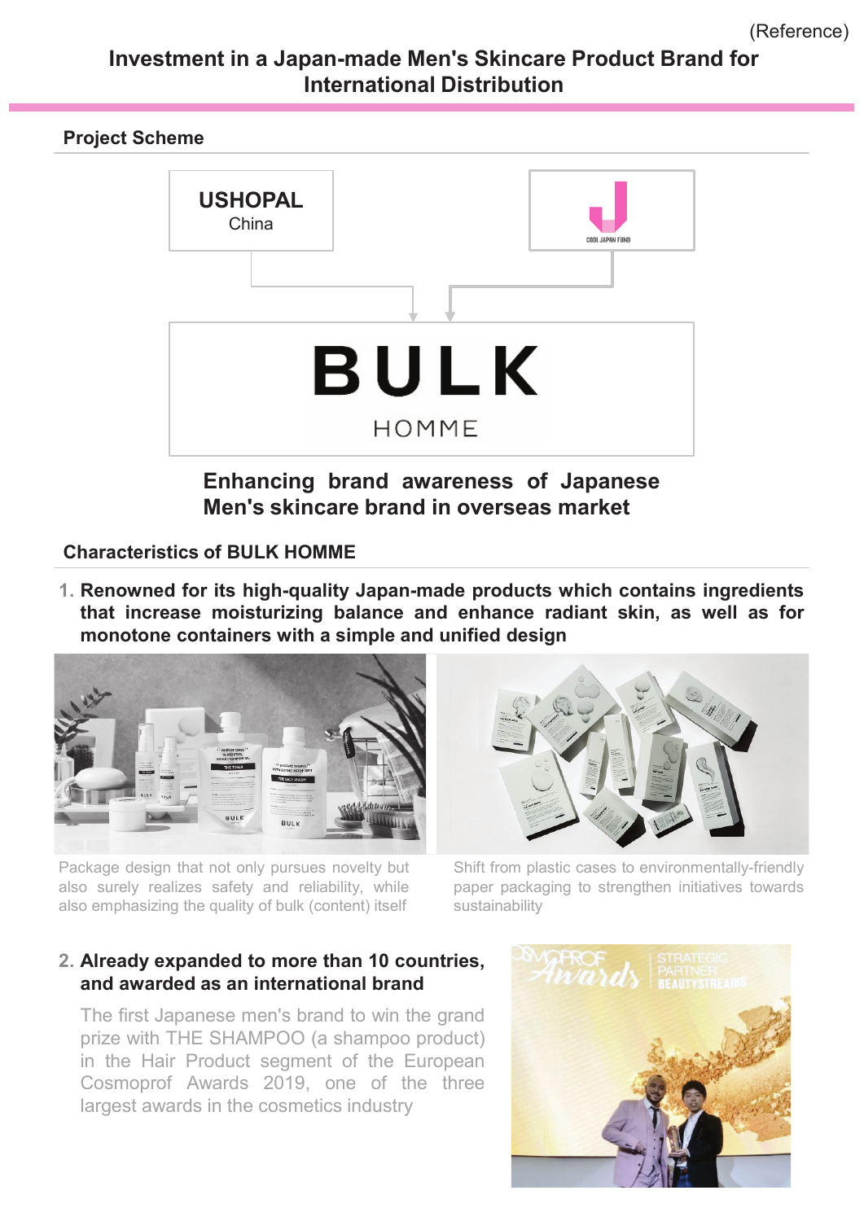(Reference)

# Investment in a Japan-made Men's Skincare Product Brand for International Distribution

## Project Scheme

USHOPAL
China

COOL JAPAN FUND

BULK
HOMME

**Enhancing brand awareness of Japanese Men's skincare brand in overseas market**

## Characteristics of BULK HOMME

1. **Renowned for its high-quality Japan-made products which contains ingredients that increase moisturizing balance and enhance radiant skin, as well as for monotone containers with a simple and unified design**

Package design that not only pursues novelty but also surely realizes safety and reliability, while also emphasizing the quality of bulk (content) itself

Shift from plastic cases to environmentally-friendly paper packaging to strengthen initiatives towards sustainability

2. **Already expanded to more than 10 countries, and awarded as an international brand**

The first Japanese men's brand to win the grand prize with THE SHAMPOO (a shampoo product) in the Hair Product segment of the European Cosmoprof Awards 2019, one of the three largest awards in the cosmetics industry